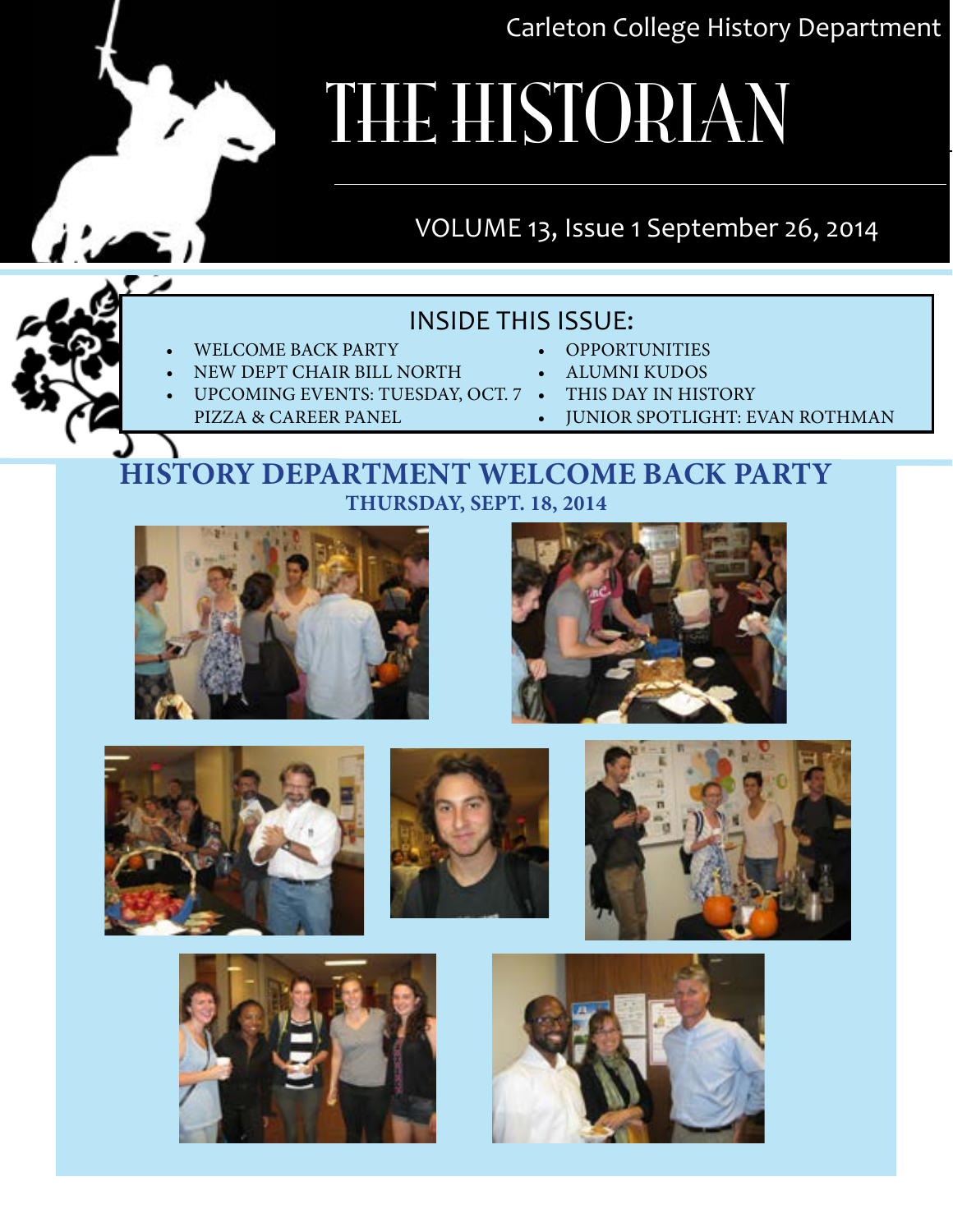Carleton College History Department

# THE HISTORIAN

VOLUME 13, Issue 1 September 26, 2014

## INSIDE THIS ISSUE:

- WELCOME BACK PARTY
- NEW DEPT CHAIR BILL NORTH
- UPCOMING EVENTS: TUESDAY, OCT. 7 PIZZA & CAREER PANEL
- OPPORTUNITIES
- ALUMNI KUDOS
- THIS DAY IN HISTORY
- JUNIOR SPOTLIGHT: EVAN ROTHMAN

## HISTORY DEPARTMENT WELCOME BACK PARTY

### THURSDAY, SEPT. 18, 2014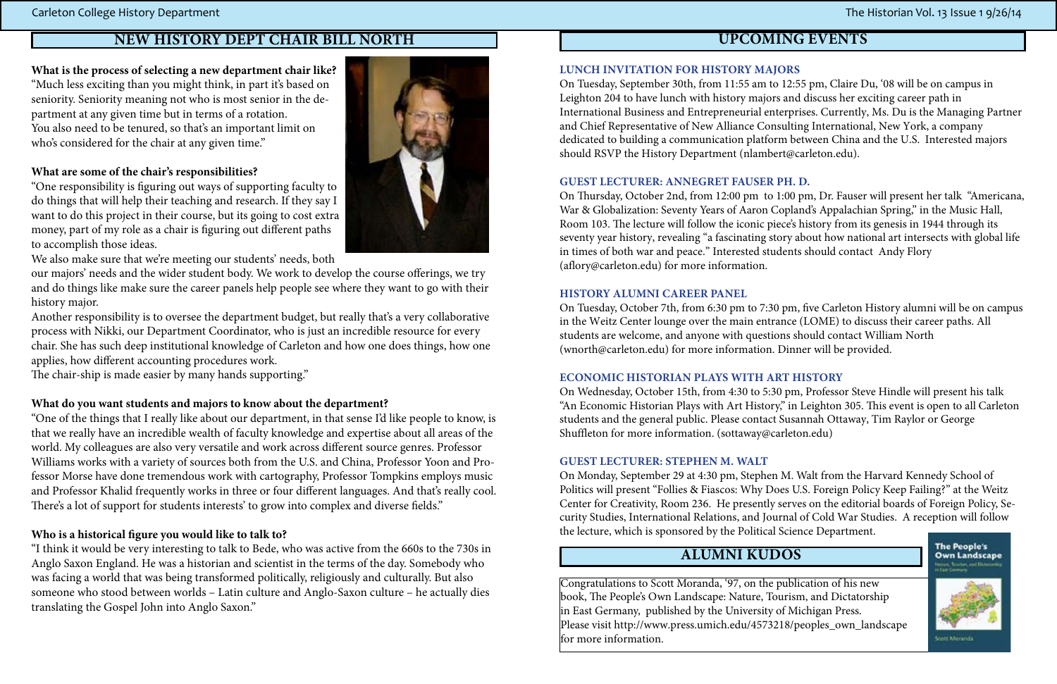## NEW HISTORY DEPT CHAIR BILL NORTH

**What is the process of selecting a new department chair like?**

"Much less exciting than you might think, in part it's based on seniority. Seniority meaning not who is most senior in the department at any given time but in terms of a rotation.
You also need to be tenured, so that's an important limit on who's considered for the chair at any given time."

**What are some of the chair's responsibilities?**

"One responsibility is figuring out ways of supporting faculty to do things that will help their teaching and research. If they say I want to do this project in their course, but its going to cost extra money, part of my role as a chair is figuring out different paths to accomplish those ideas.
We also make sure that we're meeting our students' needs, both our majors' needs and the wider student body. We work to develop the course offerings, we try and do things like make sure the career panels help people see where they want to go with their history major.
Another responsibility is to oversee the department budget, but really that's a very collaborative process with Nikki, our Department Coordinator, who is just an incredible resource for every chair. She has such deep institutional knowledge of Carleton and how one does things, how one applies, how different accounting procedures work.
The chair-ship is made easier by many hands supporting."

**What do you want students and majors to know about the department?**

"One of the things that I really like about our department, in that sense I'd like people to know, is that we really have an incredible wealth of faculty knowledge and expertise about all areas of the world. My colleagues are also very versatile and work across different source genres. Professor Williams works with a variety of sources both from the U.S. and China, Professor Yoon and Professor Morse have done tremendous work with cartography, Professor Tompkins employs music and Professor Khalid frequently works in three or four different languages. And that's really cool. There's a lot of support for students interests' to grow into complex and diverse fields."

**Who is a historical figure you would like to talk to?**

"I think it would be very interesting to talk to Bede, who was active from the 660s to the 730s in Anglo Saxon England. He was a historian and scientist in the terms of the day. Somebody who was facing a world that was being transformed politically, religiously and culturally. But also someone who stood between worlds – Latin culture and Anglo-Saxon culture – he actually dies translating the Gospel John into Anglo Saxon."

## UPCOMING EVENTS

### LUNCH INVITATION FOR HISTORY MAJORS

On Tuesday, September 30th, from 11:55 am to 12:55 pm, Claire Du, '08 will be on campus in Leighton 204 to have lunch with history majors and discuss her exciting career path in International Business and Entrepreneurial enterprises. Currently, Ms. Du is the Managing Partner and Chief Representative of New Alliance Consulting International, New York, a company dedicated to building a communication platform between China and the U.S. Interested majors should RSVP the History Department (nlambert@carleton.edu).

### GUEST LECTURER: ANNEGRET FAUSER PH. D.

On Thursday, October 2nd, from 12:00 pm to 1:00 pm, Dr. Fauser will present her talk "Americana, War & Globalization: Seventy Years of Aaron Copland's Appalachian Spring," in the Music Hall, Room 103. The lecture will follow the iconic piece's history from its genesis in 1944 through its seventy year history, revealing "a fascinating story about how national art intersects with global life in times of both war and peace." Interested students should contact Andy Flory (aflory@carleton.edu) for more information.

### HISTORY ALUMNI CAREER PANEL

On Tuesday, October 7th, from 6:30 pm to 7:30 pm, five Carleton History alumni will be on campus in the Weitz Center lounge over the main entrance (LOME) to discuss their career paths. All students are welcome, and anyone with questions should contact William North (wnorth@carleton.edu) for more information. Dinner will be provided.

### ECONOMIC HISTORIAN PLAYS WITH ART HISTORY

On Wednesday, October 15th, from 4:30 to 5:30 pm, Professor Steve Hindle will present his talk "An Economic Historian Plays with Art History," in Leighton 305. This event is open to all Carleton students and the general public. Please contact Susannah Ottaway, Tim Raylor or George Shuffleton for more information. (sottaway@carleton.edu)

### GUEST LECTURER: STEPHEN M. WALT

On Monday, September 29 at 4:30 pm, Stephen M. Walt from the Harvard Kennedy School of Politics will present "Follies & Fiascos: Why Does U.S. Foreign Policy Keep Failing?" at the Weitz Center for Creativity, Room 236. He presently serves on the editorial boards of Foreign Policy, Security Studies, International Relations, and Journal of Cold War Studies. A reception will follow the lecture, which is sponsored by the Political Science Department.

## ALUMNI KUDOS

Congratulations to Scott Moranda, '97, on the publication of his new book, The People's Own Landscape: Nature, Tourism, and Dictatorship in East Germany, published by the University of Michigan Press. Please visit http://www.press.umich.edu/4573218/peoples_own_landscape for more information.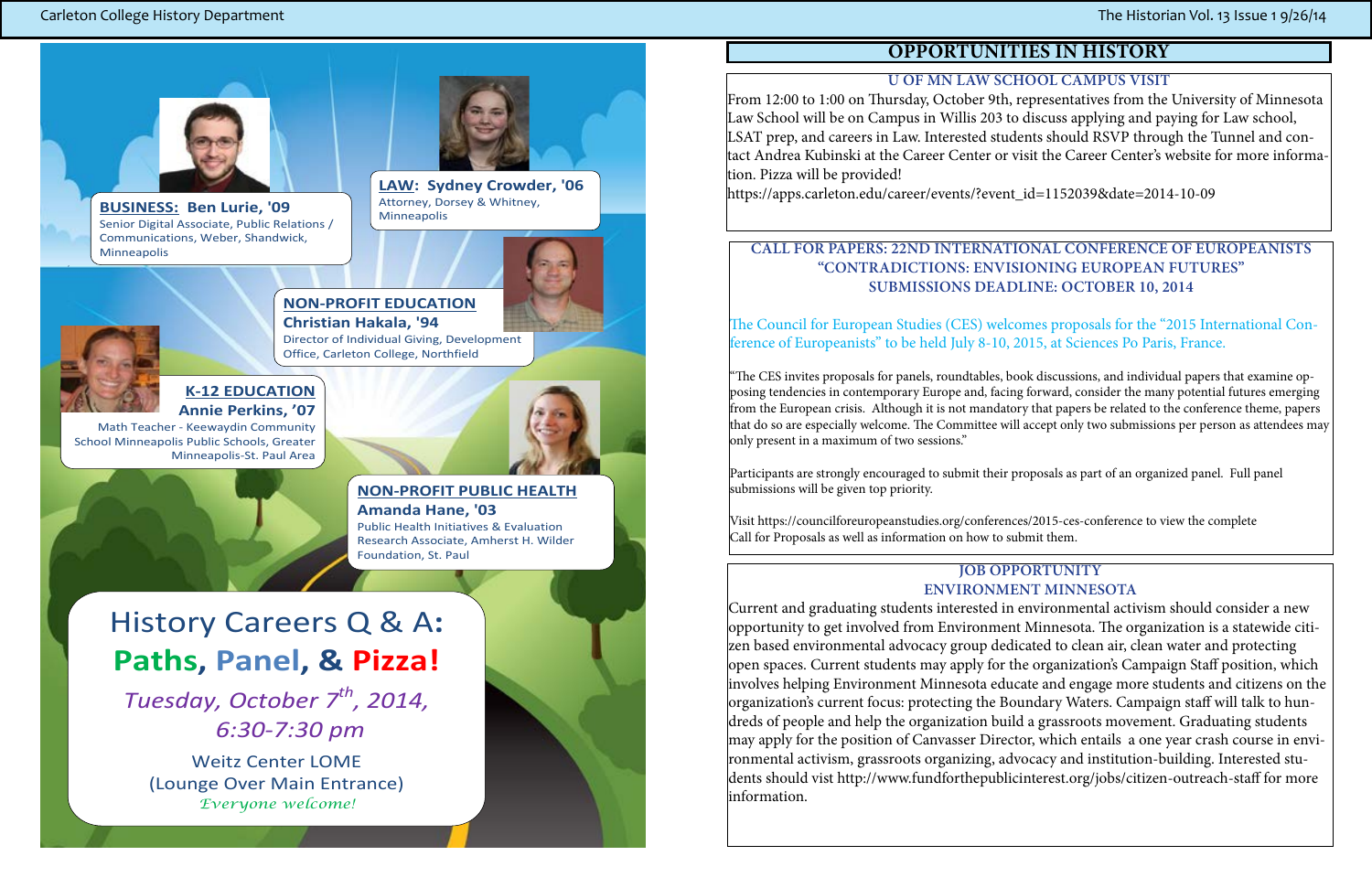**BUSINESS: Ben Lurie, '09**
Senior Digital Associate, Public Relations / Communications, Weber, Shandwick, Minneapolis

**LAW: Sydney Crowder, '06**
Attorney, Dorsey & Whitney, Minneapolis

**NON-PROFIT EDUCATION**
**Christian Hakala, '94**
Director of Individual Giving, Development Office, Carleton College, Northfield

**K-12 EDUCATION**
**Annie Perkins, '07**
Math Teacher - Keewaydin Community School Minneapolis Public Schools, Greater Minneapolis-St. Paul Area

**NON-PROFIT PUBLIC HEALTH**
**Amanda Hane, '03**
Public Health Initiatives & Evaluation Research Associate, Amherst H. Wilder Foundation, St. Paul

# History Careers Q & A: Paths, Panel, & Pizza!

*Tuesday, October 7th, 2014, 6:30-7:30 pm*

Weitz Center LOME
(Lounge Over Main Entrance)

*Everyone welcome!*

## OPPORTUNITIES IN HISTORY

### U OF MN LAW SCHOOL CAMPUS VISIT

From 12:00 to 1:00 on Thursday, October 9th, representatives from the University of Minnesota Law School will be on Campus in Willis 203 to discuss applying and paying for Law school, LSAT prep, and careers in Law. Interested students should RSVP through the Tunnel and contact Andrea Kubinski at the Career Center or visit the Career Center's website for more information. Pizza will be provided!

https://apps.carleton.edu/career/events/?event_id=1152039&date=2014-10-09

### CALL FOR PAPERS: 22ND INTERNATIONAL CONFERENCE OF EUROPEANISTS "CONTRADICTIONS: ENVISIONING EUROPEAN FUTURES" SUBMISSIONS DEADLINE: OCTOBER 10, 2014

The Council for European Studies (CES) welcomes proposals for the "2015 International Conference of Europeanists" to be held July 8-10, 2015, at Sciences Po Paris, France.

"The CES invites proposals for panels, roundtables, book discussions, and individual papers that examine opposing tendencies in contemporary Europe and, facing forward, consider the many potential futures emerging from the European crisis. Although it is not mandatory that papers be related to the conference theme, papers that do so are especially welcome. The Committee will accept only two submissions per person as attendees may only present in a maximum of two sessions."

Participants are strongly encouraged to submit their proposals as part of an organized panel. Full panel submissions will be given top priority.

Visit https://councilforeuropeanstudies.org/conferences/2015-ces-conference to view the complete Call for Proposals as well as information on how to submit them.

### JOB OPPORTUNITY ENVIRONMENT MINNESOTA

Current and graduating students interested in environmental activism should consider a new opportunity to get involved from Environment Minnesota. The organization is a statewide citizen based environmental advocacy group dedicated to clean air, clean water and protecting open spaces. Current students may apply for the organization's Campaign Staff position, which involves helping Environment Minnesota educate and engage more students and citizens on the organization's current focus: protecting the Boundary Waters. Campaign staff will talk to hundreds of people and help the organization build a grassroots movement. Graduating students may apply for the position of Canvasser Director, which entails a one year crash course in environmental activism, grassroots organizing, advocacy and institution-building. Interested students should visit http://www.fundforthepublicinterest.org/jobs/citizen-outreach-staff for more information.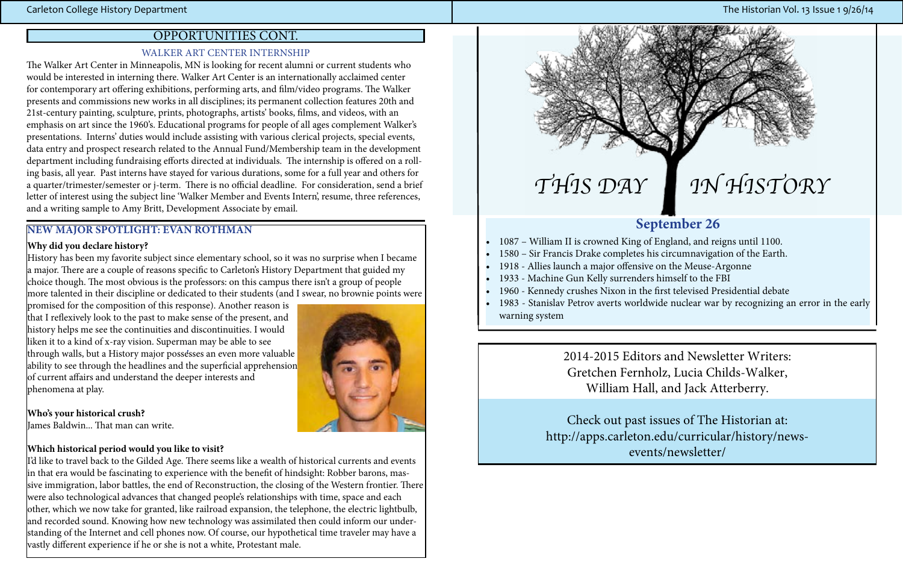## OPPORTUNITIES CONT.

### WALKER ART CENTER INTERNSHIP

The Walker Art Center in Minneapolis, MN is looking for recent alumni or current students who would be interested in interning there. Walker Art Center is an internationally acclaimed center for contemporary art offering exhibitions, performing arts, and film/video programs. The Walker presents and commissions new works in all disciplines; its permanent collection features 20th and 21st-century painting, sculpture, prints, photographs, artists' books, films, and videos, with an emphasis on art since the 1960's. Educational programs for people of all ages complement Walker's presentations. Interns' duties would include assisting with various clerical projects, special events, data entry and prospect research related to the Annual Fund/Membership team in the development department including fundraising efforts directed at individuals. The internship is offered on a rolling basis, all year. Past interns have stayed for various durations, some for a full year and others for a quarter/trimester/semester or j-term. There is no official deadline. For consideration, send a brief letter of interest using the subject line 'Walker Member and Events Intern', resume, three references, and a writing sample to Amy Britt, Development Associate by email.

## NEW MAJOR SPOTLIGHT: EVAN ROTHMAN

**Why did you declare history?**

History has been my favorite subject since elementary school, so it was no surprise when I became a major. There are a couple of reasons specific to Carleton's History Department that guided my choice though. The most obvious is the professors: on this campus there isn't a group of people more talented in their discipline or dedicated to their students (and I swear, no brownie points were promised for the composition of this response). Another reason is that I reflexively look to the past to make sense of the present, and history helps me see the continuities and discontinuities. I would liken it to a kind of x-ray vision. Superman may be able to see through walls, but a History major possesses an even more valuable ability to see through the headlines and the superficial apprehension of current affairs and understand the deeper interests and phenomena at play.

**Who's your historical crush?**

James Baldwin... That man can write.

**Which historical period would you like to visit?**

I'd like to travel back to the Gilded Age. There seems like a wealth of historical currents and events in that era would be fascinating to experience with the benefit of hindsight: Robber barons, massive immigration, labor battles, the end of Reconstruction, the closing of the Western frontier. There were also technological advances that changed people's relationships with time, space and each other, which we now take for granted, like railroad expansion, the telephone, the electric lightbulb, and recorded sound. Knowing how new technology was assimilated then could inform our understanding of the Internet and cell phones now. Of course, our hypothetical time traveler may have a vastly different experience if he or she is not a white, Protestant male.

## THIS DAY IN HISTORY

### September 26

- 1087 – William II is crowned King of England, and reigns until 1100.
- 1580 – Sir Francis Drake completes his circumnavigation of the Earth.
- 1918 - Allies launch a major offensive on the Meuse-Argonne
- 1933 - Machine Gun Kelly surrenders himself to the FBI
- 1960 - Kennedy crushes Nixon in the first televised Presidential debate
- 1983 - Stanislav Petrov averts worldwide nuclear war by recognizing an error in the early warning system

2014-2015 Editors and Newsletter Writers: Gretchen Fernholz, Lucia Childs-Walker, William Hall, and Jack Atterberry.

Check out past issues of The Historian at: http://apps.carleton.edu/curricular/history/news-events/newsletter/